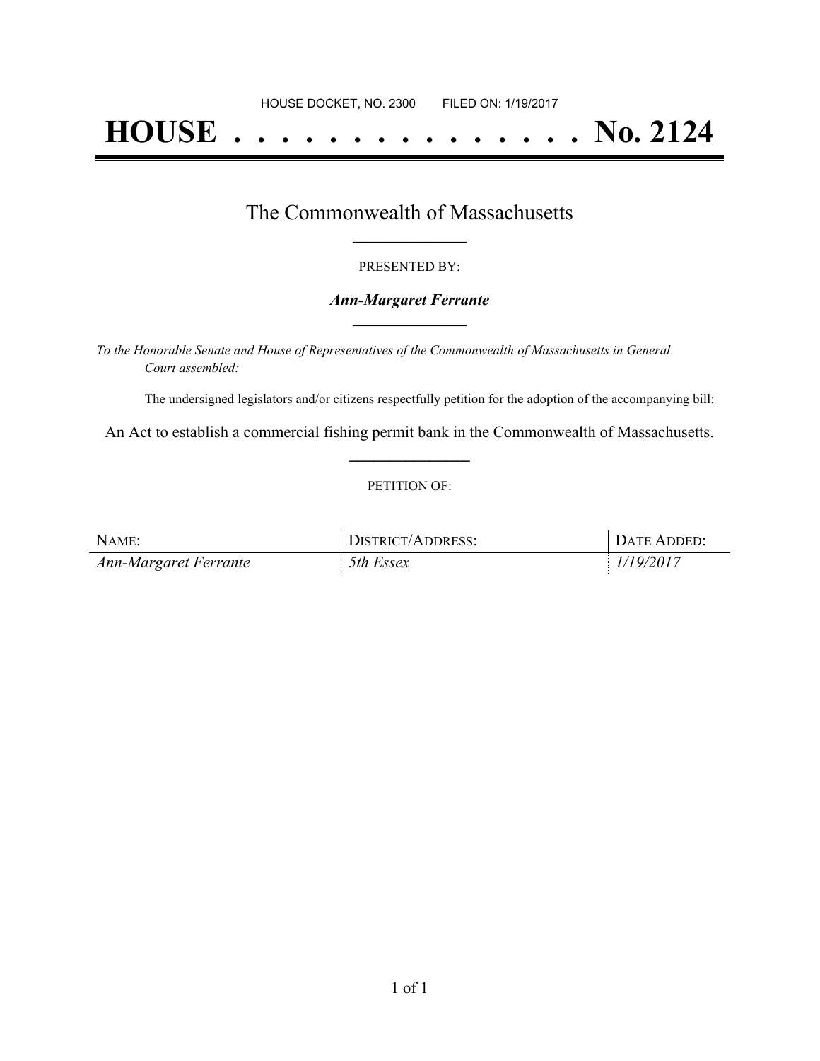HOUSE DOCKET, NO. 2300        FILED ON: 1/19/2017

# HOUSE . . . . . . . . . . . . . . . No. 2124

## The Commonwealth of Massachusetts

\_\_\_\_\_\_\_\_\_\_\_\_\_\_\_\_

PRESENTED BY:

***Ann-Margaret Ferrante***

\_\_\_\_\_\_\_\_\_\_\_\_\_\_\_\_

*To the Honorable Senate and House of Representatives of the Commonwealth of Massachusetts in General Court assembled:*

The undersigned legislators and/or citizens respectfully petition for the adoption of the accompanying bill:

An Act to establish a commercial fishing permit bank in the Commonwealth of Massachusetts.

\_\_\_\_\_\_\_\_\_\_\_\_\_\_\_\_

PETITION OF:

| NAME: | DISTRICT/ADDRESS: | DATE ADDED: |
| --- | --- | --- |
| *Ann-Margaret Ferrante* | *5th Essex* | *1/19/2017* |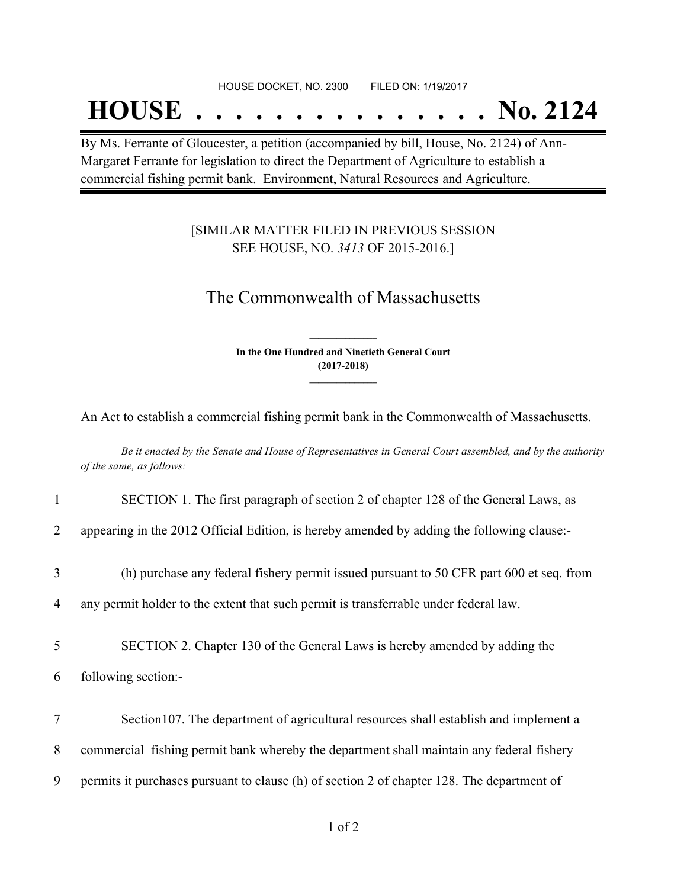HOUSE DOCKET, NO. 2300 FILED ON: 1/19/2017

# HOUSE . . . . . . . . . . . . . . . No. 2124

By Ms. Ferrante of Gloucester, a petition (accompanied by bill, House, No. 2124) of Ann-Margaret Ferrante for legislation to direct the Department of Agriculture to establish a commercial fishing permit bank. Environment, Natural Resources and Agriculture.

[SIMILAR MATTER FILED IN PREVIOUS SESSION
SEE HOUSE, NO. *3413* OF 2015-2016.]

## The Commonwealth of Massachusetts

**In the One Hundred and Ninetieth General Court
(2017-2018)**

An Act to establish a commercial fishing permit bank in the Commonwealth of Massachusetts.

*Be it enacted by the Senate and House of Representatives in General Court assembled, and by the authority of the same, as follows:*

1 SECTION 1. The first paragraph of section 2 of chapter 128 of the General Laws, as
2 appearing in the 2012 Official Edition, is hereby amended by adding the following clause:-

3 (h) purchase any federal fishery permit issued pursuant to 50 CFR part 600 et seq. from
4 any permit holder to the extent that such permit is transferrable under federal law.

5 SECTION 2. Chapter 130 of the General Laws is hereby amended by adding the
6 following section:-

7 Section107. The department of agricultural resources shall establish and implement a
8 commercial fishing permit bank whereby the department shall maintain any federal fishery
9 permits it purchases pursuant to clause (h) of section 2 of chapter 128. The department of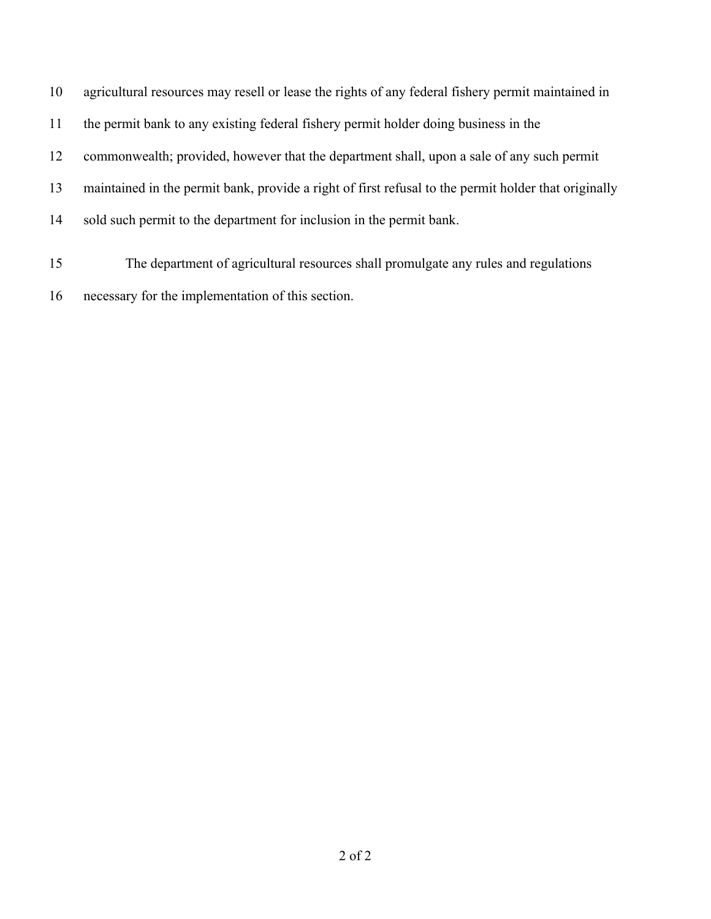agricultural resources may resell or lease the rights of any federal fishery permit maintained in the permit bank to any existing federal fishery permit holder doing business in the commonwealth; provided, however that the department shall, upon a sale of any such permit maintained in the permit bank, provide a right of first refusal to the permit holder that originally sold such permit to the department for inclusion in the permit bank.

The department of agricultural resources shall promulgate any rules and regulations necessary for the implementation of this section.